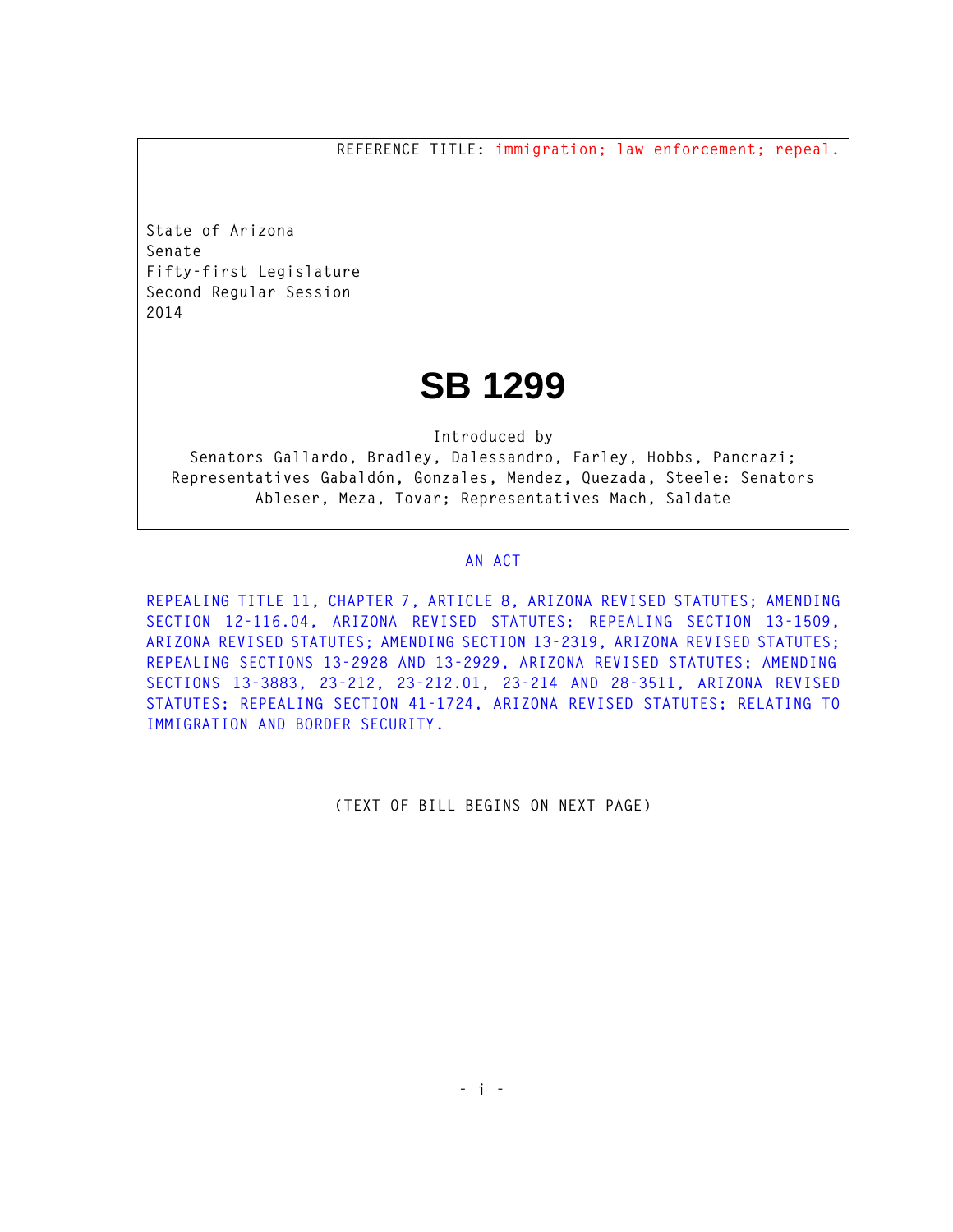REFERENCE TITLE: immigration; law enforcement; repeal.

State of Arizona
Senate
Fifty-first Legislature
Second Regular Session
2014

# SB 1299

Introduced by
Senators Gallardo, Bradley, Dalessandro, Farley, Hobbs, Pancrazi; Representatives Gabaldón, Gonzales, Mendez, Quezada, Steele: Senators Ableser, Meza, Tovar; Representatives Mach, Saldate

AN ACT

REPEALING TITLE 11, CHAPTER 7, ARTICLE 8, ARIZONA REVISED STATUTES; AMENDING SECTION 12-116.04, ARIZONA REVISED STATUTES; REPEALING SECTION 13-1509, ARIZONA REVISED STATUTES; AMENDING SECTION 13-2319, ARIZONA REVISED STATUTES; REPEALING SECTIONS 13-2928 AND 13-2929, ARIZONA REVISED STATUTES; AMENDING SECTIONS 13-3883, 23-212, 23-212.01, 23-214 AND 28-3511, ARIZONA REVISED STATUTES; REPEALING SECTION 41-1724, ARIZONA REVISED STATUTES; RELATING TO IMMIGRATION AND BORDER SECURITY.

(TEXT OF BILL BEGINS ON NEXT PAGE)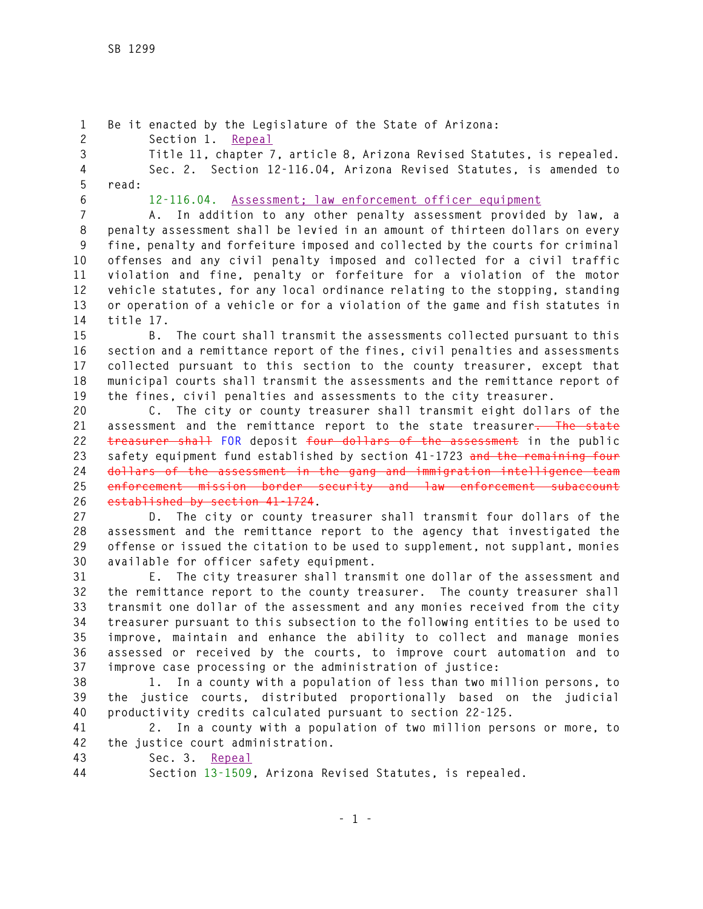Be it enacted by the Legislature of the State of Arizona:

Section 1. Repeal

Title 11, chapter 7, article 8, Arizona Revised Statutes, is repealed.

Sec. 2. Section 12-116.04, Arizona Revised Statutes, is amended to read:

12-116.04. Assessment; law enforcement officer equipment

A. In addition to any other penalty assessment provided by law, a penalty assessment shall be levied in an amount of thirteen dollars on every fine, penalty and forfeiture imposed and collected by the courts for criminal offenses and any civil penalty imposed and collected for a civil traffic violation and fine, penalty or forfeiture for a violation of the motor vehicle statutes, for any local ordinance relating to the stopping, standing or operation of a vehicle or for a violation of the game and fish statutes in title 17.

B. The court shall transmit the assessments collected pursuant to this section and a remittance report of the fines, civil penalties and assessments collected pursuant to this section to the county treasurer, except that municipal courts shall transmit the assessments and the remittance report of the fines, civil penalties and assessments to the city treasurer.

C. The city or county treasurer shall transmit eight dollars of the assessment and the remittance report to the state treasurer~~. The state treasurer shall~~ FOR deposit ~~four dollars of the assessment~~ in the public safety equipment fund established by section 41-1723 ~~and the remaining four dollars of the assessment in the gang and immigration intelligence team enforcement mission border security and law enforcement subaccount established by section 41-1724~~.

D. The city or county treasurer shall transmit four dollars of the assessment and the remittance report to the agency that investigated the offense or issued the citation to be used to supplement, not supplant, monies available for officer safety equipment.

E. The city treasurer shall transmit one dollar of the assessment and the remittance report to the county treasurer. The county treasurer shall transmit one dollar of the assessment and any monies received from the city treasurer pursuant to this subsection to the following entities to be used to improve, maintain and enhance the ability to collect and manage monies assessed or received by the courts, to improve court automation and to improve case processing or the administration of justice:

1. In a county with a population of less than two million persons, to the justice courts, distributed proportionally based on the judicial productivity credits calculated pursuant to section 22-125.

2. In a county with a population of two million persons or more, to the justice court administration.

Sec. 3. Repeal

Section 13-1509, Arizona Revised Statutes, is repealed.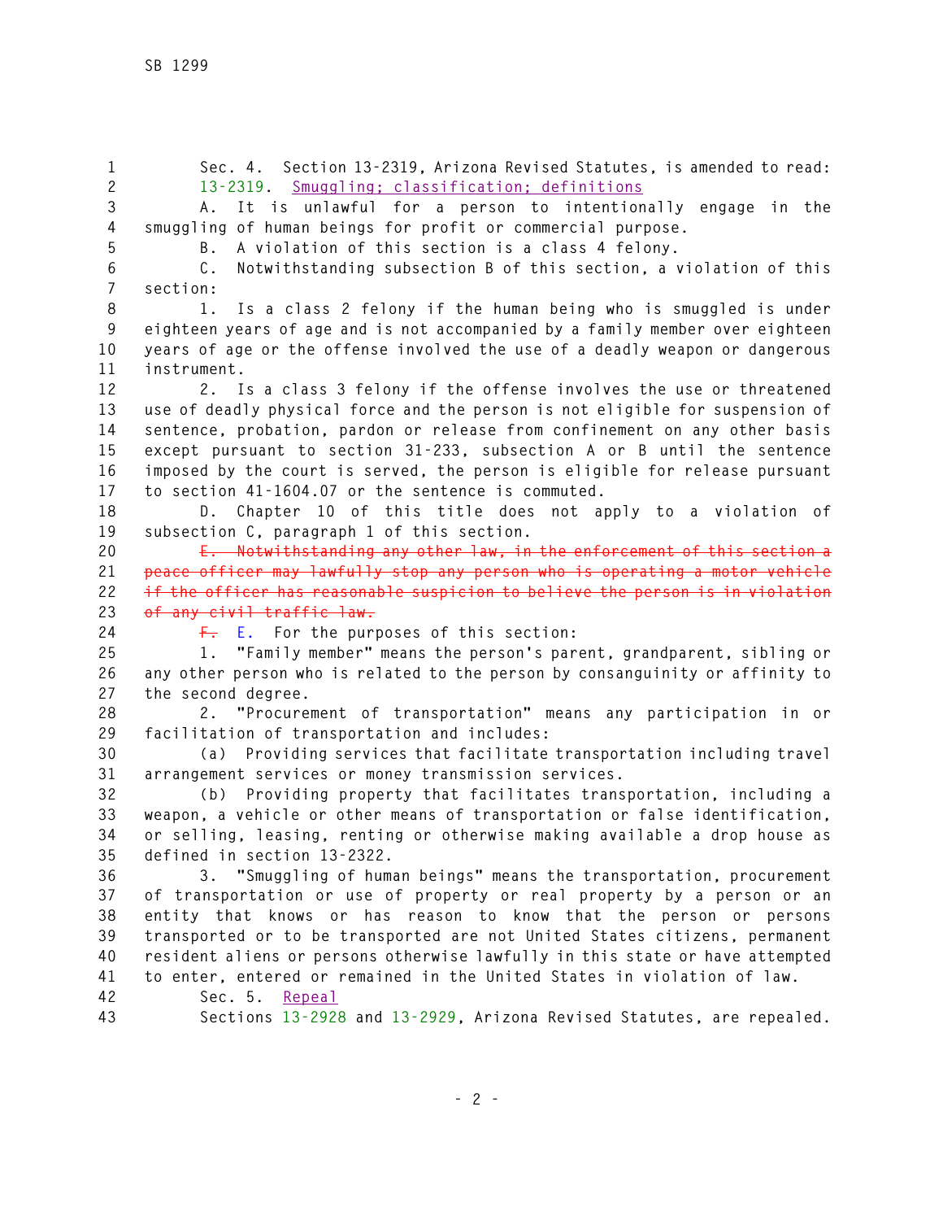Sec. 4. Section 13-2319, Arizona Revised Statutes, is amended to read:

13-2319. Smuggling; classification; definitions

A. It is unlawful for a person to intentionally engage in the smuggling of human beings for profit or commercial purpose.

B. A violation of this section is a class 4 felony.

C. Notwithstanding subsection B of this section, a violation of this section:

1. Is a class 2 felony if the human being who is smuggled is under eighteen years of age and is not accompanied by a family member over eighteen years of age or the offense involved the use of a deadly weapon or dangerous instrument.

2. Is a class 3 felony if the offense involves the use or threatened use of deadly physical force and the person is not eligible for suspension of sentence, probation, pardon or release from confinement on any other basis except pursuant to section 31-233, subsection A or B until the sentence imposed by the court is served, the person is eligible for release pursuant to section 41-1604.07 or the sentence is commuted.

D. Chapter 10 of this title does not apply to a violation of subsection C, paragraph 1 of this section.

~~E. Notwithstanding any other law, in the enforcement of this section a peace officer may lawfully stop any person who is operating a motor vehicle if the officer has reasonable suspicion to believe the person is in violation of any civil traffic law.~~

~~F.~~ E. For the purposes of this section:

1. "Family member" means the person's parent, grandparent, sibling or any other person who is related to the person by consanguinity or affinity to the second degree.

2. "Procurement of transportation" means any participation in or facilitation of transportation and includes:

(a) Providing services that facilitate transportation including travel arrangement services or money transmission services.

(b) Providing property that facilitates transportation, including a weapon, a vehicle or other means of transportation or false identification, or selling, leasing, renting or otherwise making available a drop house as defined in section 13-2322.

3. "Smuggling of human beings" means the transportation, procurement of transportation or use of property or real property by a person or an entity that knows or has reason to know that the person or persons transported or to be transported are not United States citizens, permanent resident aliens or persons otherwise lawfully in this state or have attempted to enter, entered or remained in the United States in violation of law.

Sec. 5. Repeal

Sections 13-2928 and 13-2929, Arizona Revised Statutes, are repealed.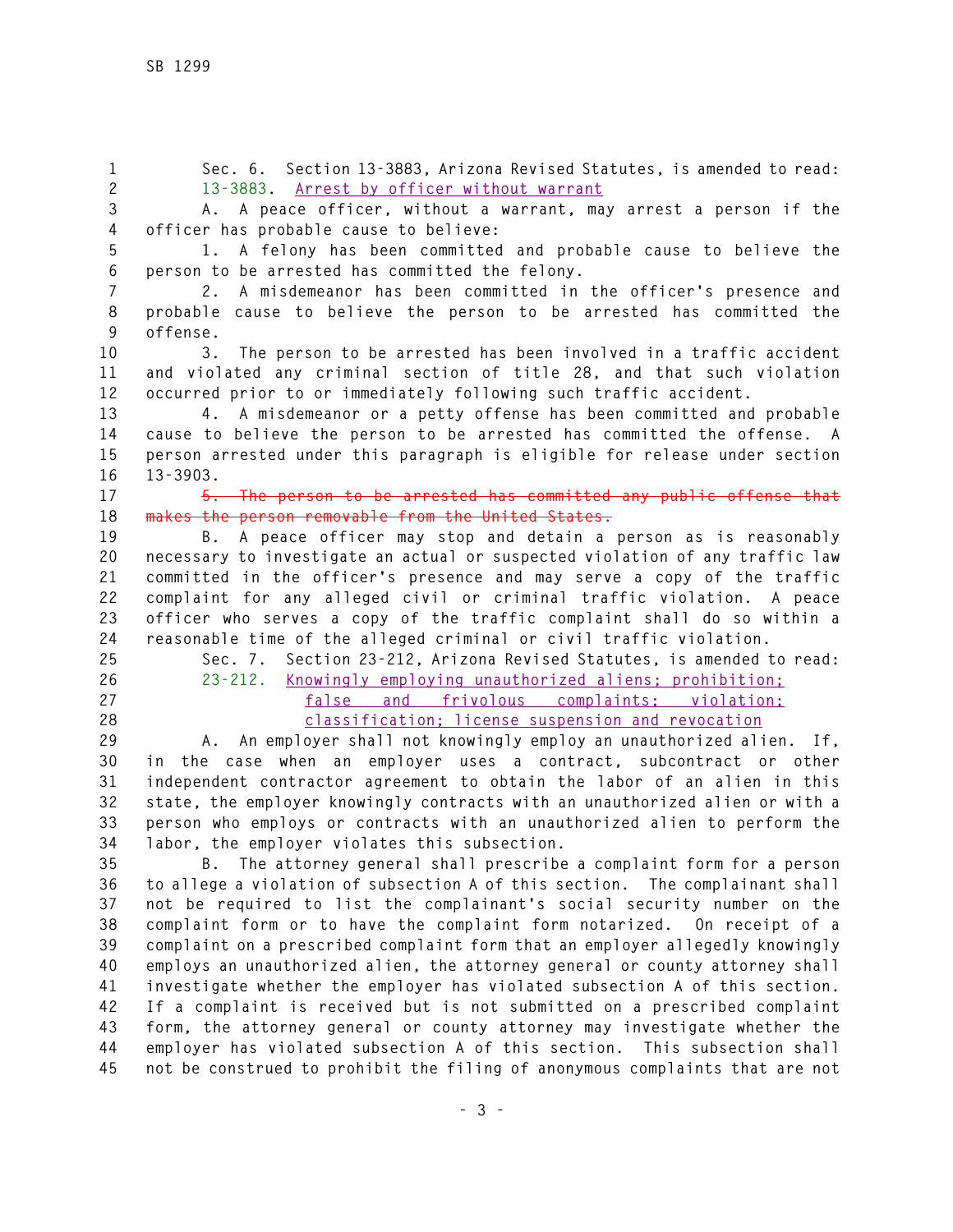Sec. 6. Section 13-3883, Arizona Revised Statutes, is amended to read:

13-3883. Arrest by officer without warrant

A. A peace officer, without a warrant, may arrest a person if the officer has probable cause to believe:

1. A felony has been committed and probable cause to believe the person to be arrested has committed the felony.

2. A misdemeanor has been committed in the officer's presence and probable cause to believe the person to be arrested has committed the offense.

3. The person to be arrested has been involved in a traffic accident and violated any criminal section of title 28, and that such violation occurred prior to or immediately following such traffic accident.

4. A misdemeanor or a petty offense has been committed and probable cause to believe the person to be arrested has committed the offense. A person arrested under this paragraph is eligible for release under section 13-3903.

~~5. The person to be arrested has committed any public offense that makes the person removable from the United States.~~

B. A peace officer may stop and detain a person as is reasonably necessary to investigate an actual or suspected violation of any traffic law committed in the officer's presence and may serve a copy of the traffic complaint for any alleged civil or criminal traffic violation. A peace officer who serves a copy of the traffic complaint shall do so within a reasonable time of the alleged criminal or civil traffic violation.

Sec. 7. Section 23-212, Arizona Revised Statutes, is amended to read:

23-212. Knowingly employing unauthorized aliens; prohibition; false and frivolous complaints; violation; classification; license suspension and revocation

A. An employer shall not knowingly employ an unauthorized alien. If, in the case when an employer uses a contract, subcontract or other independent contractor agreement to obtain the labor of an alien in this state, the employer knowingly contracts with an unauthorized alien or with a person who employs or contracts with an unauthorized alien to perform the labor, the employer violates this subsection.

B. The attorney general shall prescribe a complaint form for a person to allege a violation of subsection A of this section. The complainant shall not be required to list the complainant's social security number on the complaint form or to have the complaint form notarized. On receipt of a complaint on a prescribed complaint form that an employer allegedly knowingly employs an unauthorized alien, the attorney general or county attorney shall investigate whether the employer has violated subsection A of this section. If a complaint is received but is not submitted on a prescribed complaint form, the attorney general or county attorney may investigate whether the employer has violated subsection A of this section. This subsection shall not be construed to prohibit the filing of anonymous complaints that are not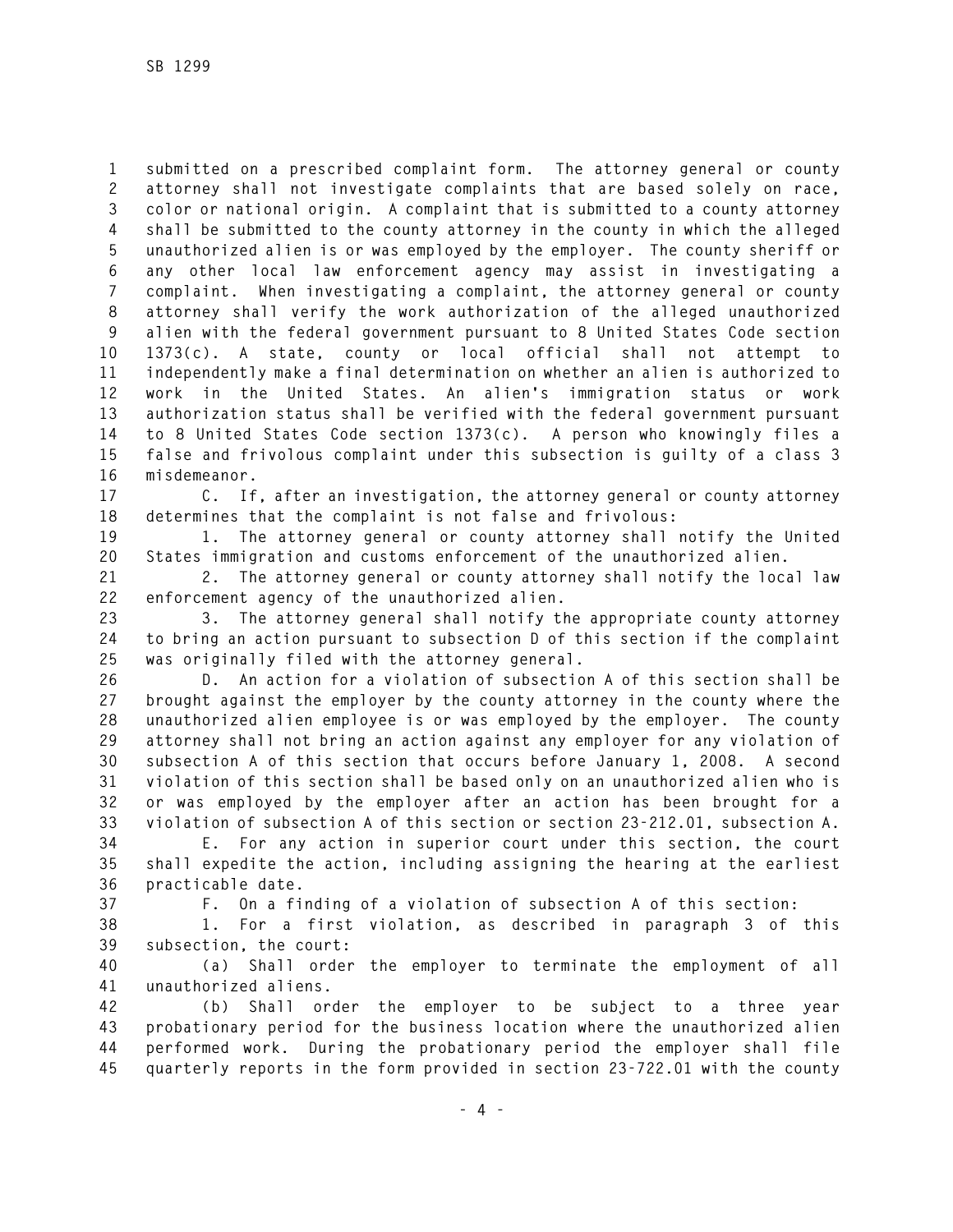submitted on a prescribed complaint form. The attorney general or county attorney shall not investigate complaints that are based solely on race, color or national origin. A complaint that is submitted to a county attorney shall be submitted to the county attorney in the county in which the alleged unauthorized alien is or was employed by the employer. The county sheriff or any other local law enforcement agency may assist in investigating a complaint. When investigating a complaint, the attorney general or county attorney shall verify the work authorization of the alleged unauthorized alien with the federal government pursuant to 8 United States Code section 1373(c). A state, county or local official shall not attempt to independently make a final determination on whether an alien is authorized to work in the United States. An alien's immigration status or work authorization status shall be verified with the federal government pursuant to 8 United States Code section 1373(c). A person who knowingly files a false and frivolous complaint under this subsection is guilty of a class 3 misdemeanor.

C. If, after an investigation, the attorney general or county attorney determines that the complaint is not false and frivolous:

1. The attorney general or county attorney shall notify the United States immigration and customs enforcement of the unauthorized alien.

2. The attorney general or county attorney shall notify the local law enforcement agency of the unauthorized alien.

3. The attorney general shall notify the appropriate county attorney to bring an action pursuant to subsection D of this section if the complaint was originally filed with the attorney general.

D. An action for a violation of subsection A of this section shall be brought against the employer by the county attorney in the county where the unauthorized alien employee is or was employed by the employer. The county attorney shall not bring an action against any employer for any violation of subsection A of this section that occurs before January 1, 2008. A second violation of this section shall be based only on an unauthorized alien who is or was employed by the employer after an action has been brought for a violation of subsection A of this section or section 23-212.01, subsection A.

E. For any action in superior court under this section, the court shall expedite the action, including assigning the hearing at the earliest practicable date.

F. On a finding of a violation of subsection A of this section:

1. For a first violation, as described in paragraph 3 of this subsection, the court:

(a) Shall order the employer to terminate the employment of all unauthorized aliens.

(b) Shall order the employer to be subject to a three year probationary period for the business location where the unauthorized alien performed work. During the probationary period the employer shall file quarterly reports in the form provided in section 23-722.01 with the county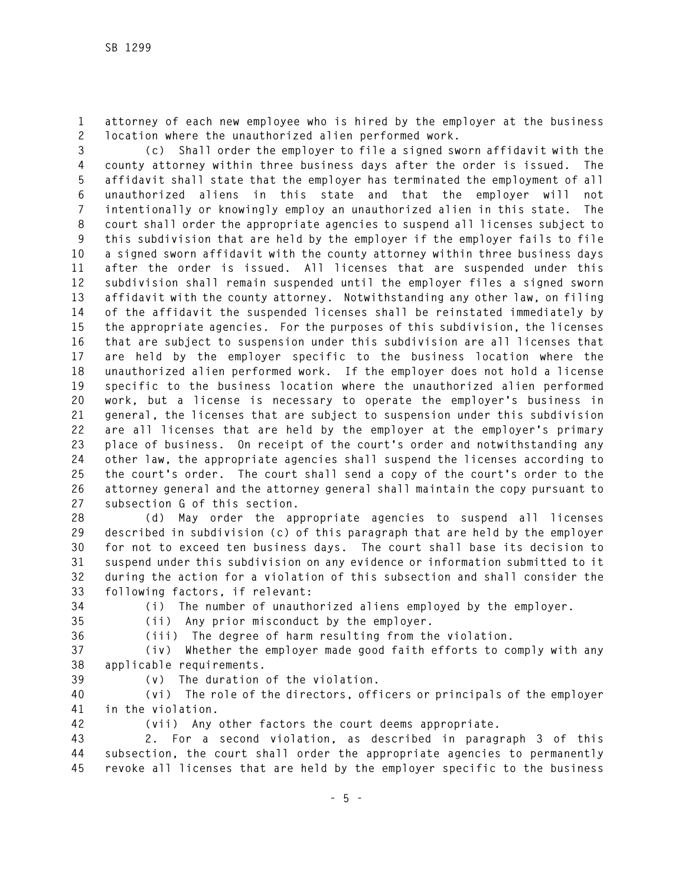attorney of each new employee who is hired by the employer at the business location where the unauthorized alien performed work.

(c) Shall order the employer to file a signed sworn affidavit with the county attorney within three business days after the order is issued. The affidavit shall state that the employer has terminated the employment of all unauthorized aliens in this state and that the employer will not intentionally or knowingly employ an unauthorized alien in this state. The court shall order the appropriate agencies to suspend all licenses subject to this subdivision that are held by the employer if the employer fails to file a signed sworn affidavit with the county attorney within three business days after the order is issued. All licenses that are suspended under this subdivision shall remain suspended until the employer files a signed sworn affidavit with the county attorney. Notwithstanding any other law, on filing of the affidavit the suspended licenses shall be reinstated immediately by the appropriate agencies. For the purposes of this subdivision, the licenses that are subject to suspension under this subdivision are all licenses that are held by the employer specific to the business location where the unauthorized alien performed work. If the employer does not hold a license specific to the business location where the unauthorized alien performed work, but a license is necessary to operate the employer's business in general, the licenses that are subject to suspension under this subdivision are all licenses that are held by the employer at the employer's primary place of business. On receipt of the court's order and notwithstanding any other law, the appropriate agencies shall suspend the licenses according to the court's order. The court shall send a copy of the court's order to the attorney general and the attorney general shall maintain the copy pursuant to subsection G of this section.

(d) May order the appropriate agencies to suspend all licenses described in subdivision (c) of this paragraph that are held by the employer for not to exceed ten business days. The court shall base its decision to suspend under this subdivision on any evidence or information submitted to it during the action for a violation of this subsection and shall consider the following factors, if relevant:

(i) The number of unauthorized aliens employed by the employer.

(ii) Any prior misconduct by the employer.

(iii) The degree of harm resulting from the violation.

(iv) Whether the employer made good faith efforts to comply with any applicable requirements.

(v) The duration of the violation.

(vi) The role of the directors, officers or principals of the employer in the violation.

(vii) Any other factors the court deems appropriate.

2. For a second violation, as described in paragraph 3 of this subsection, the court shall order the appropriate agencies to permanently revoke all licenses that are held by the employer specific to the business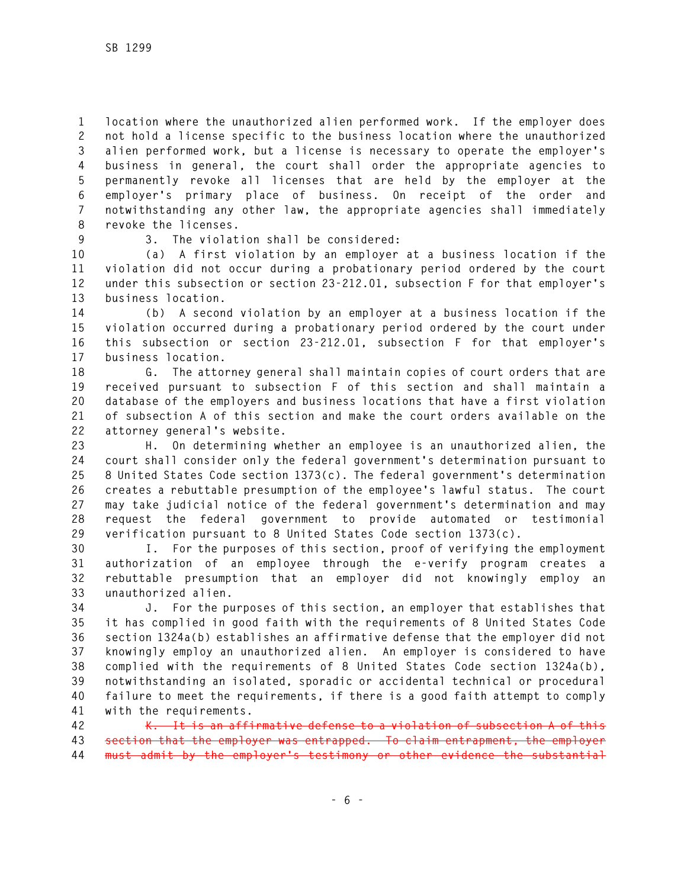location where the unauthorized alien performed work. If the employer does not hold a license specific to the business location where the unauthorized alien performed work, but a license is necessary to operate the employer's business in general, the court shall order the appropriate agencies to permanently revoke all licenses that are held by the employer at the employer's primary place of business. On receipt of the order and notwithstanding any other law, the appropriate agencies shall immediately revoke the licenses.

3. The violation shall be considered:

(a) A first violation by an employer at a business location if the violation did not occur during a probationary period ordered by the court under this subsection or section 23-212.01, subsection F for that employer's business location.

(b) A second violation by an employer at a business location if the violation occurred during a probationary period ordered by the court under this subsection or section 23-212.01, subsection F for that employer's business location.

G. The attorney general shall maintain copies of court orders that are received pursuant to subsection F of this section and shall maintain a database of the employers and business locations that have a first violation of subsection A of this section and make the court orders available on the attorney general's website.

H. On determining whether an employee is an unauthorized alien, the court shall consider only the federal government's determination pursuant to 8 United States Code section 1373(c). The federal government's determination creates a rebuttable presumption of the employee's lawful status. The court may take judicial notice of the federal government's determination and may request the federal government to provide automated or testimonial verification pursuant to 8 United States Code section 1373(c).

I. For the purposes of this section, proof of verifying the employment authorization of an employee through the e-verify program creates a rebuttable presumption that an employer did not knowingly employ an unauthorized alien.

J. For the purposes of this section, an employer that establishes that it has complied in good faith with the requirements of 8 United States Code section 1324a(b) establishes an affirmative defense that the employer did not knowingly employ an unauthorized alien. An employer is considered to have complied with the requirements of 8 United States Code section 1324a(b), notwithstanding an isolated, sporadic or accidental technical or procedural failure to meet the requirements, if there is a good faith attempt to comply with the requirements.

~~K. It is an affirmative defense to a violation of subsection A of this section that the employer was entrapped. To claim entrapment, the employer must admit by the employer's testimony or other evidence the substantial~~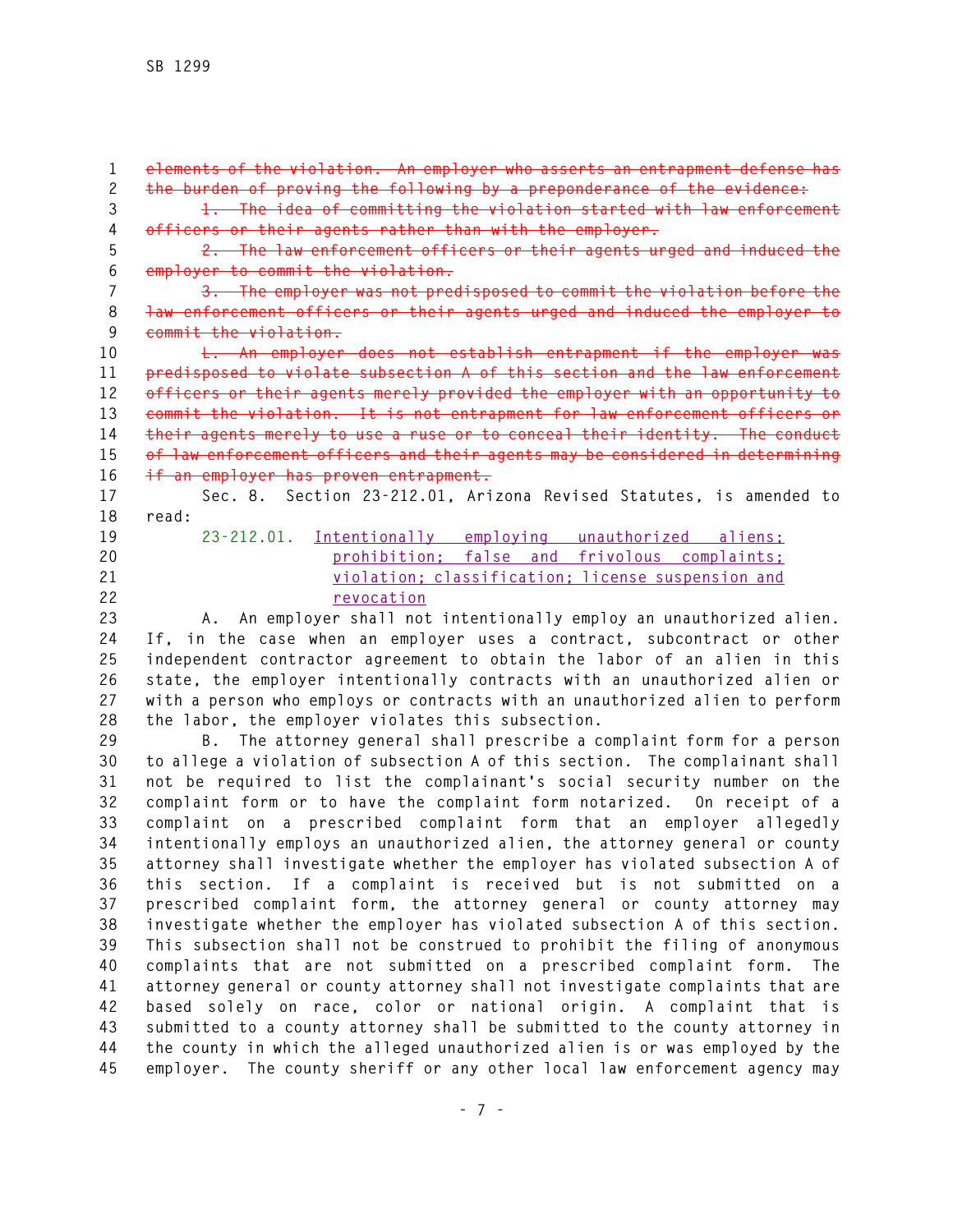~~elements of the violation. An employer who asserts an entrapment defense has the burden of proving the following by a preponderance of the evidence:~~

~~1. The idea of committing the violation started with law enforcement officers or their agents rather than with the employer.~~

~~2. The law enforcement officers or their agents urged and induced the employer to commit the violation.~~

~~3. The employer was not predisposed to commit the violation before the law enforcement officers or their agents urged and induced the employer to commit the violation.~~

~~L. An employer does not establish entrapment if the employer was predisposed to violate subsection A of this section and the law enforcement officers or their agents merely provided the employer with an opportunity to commit the violation. It is not entrapment for law enforcement officers or their agents merely to use a ruse or to conceal their identity. The conduct of law enforcement officers and their agents may be considered in determining if an employer has proven entrapment.~~

Sec. 8. Section 23-212.01, Arizona Revised Statutes, is amended to read:

23-212.01. Intentionally employing unauthorized aliens; prohibition; false and frivolous complaints; violation; classification; license suspension and revocation

A. An employer shall not intentionally employ an unauthorized alien. If, in the case when an employer uses a contract, subcontract or other independent contractor agreement to obtain the labor of an alien in this state, the employer intentionally contracts with an unauthorized alien or with a person who employs or contracts with an unauthorized alien to perform the labor, the employer violates this subsection.

B. The attorney general shall prescribe a complaint form for a person to allege a violation of subsection A of this section. The complainant shall not be required to list the complainant's social security number on the complaint form or to have the complaint form notarized. On receipt of a complaint on a prescribed complaint form that an employer allegedly intentionally employs an unauthorized alien, the attorney general or county attorney shall investigate whether the employer has violated subsection A of this section. If a complaint is received but is not submitted on a prescribed complaint form, the attorney general or county attorney may investigate whether the employer has violated subsection A of this section. This subsection shall not be construed to prohibit the filing of anonymous complaints that are not submitted on a prescribed complaint form. The attorney general or county attorney shall not investigate complaints that are based solely on race, color or national origin. A complaint that is submitted to a county attorney shall be submitted to the county attorney in the county in which the alleged unauthorized alien is or was employed by the employer. The county sheriff or any other local law enforcement agency may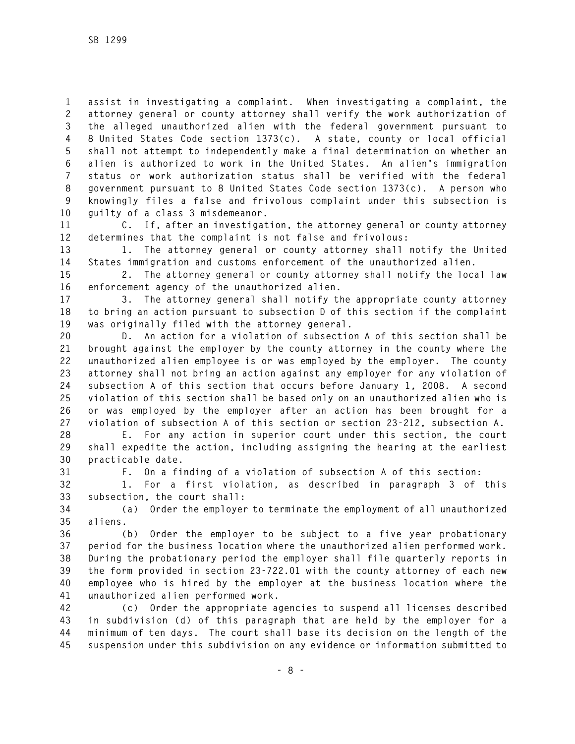assist in investigating a complaint. When investigating a complaint, the attorney general or county attorney shall verify the work authorization of the alleged unauthorized alien with the federal government pursuant to 8 United States Code section 1373(c). A state, county or local official shall not attempt to independently make a final determination on whether an alien is authorized to work in the United States. An alien's immigration status or work authorization status shall be verified with the federal government pursuant to 8 United States Code section 1373(c). A person who knowingly files a false and frivolous complaint under this subsection is guilty of a class 3 misdemeanor.

C. If, after an investigation, the attorney general or county attorney determines that the complaint is not false and frivolous:

1. The attorney general or county attorney shall notify the United States immigration and customs enforcement of the unauthorized alien.

2. The attorney general or county attorney shall notify the local law enforcement agency of the unauthorized alien.

3. The attorney general shall notify the appropriate county attorney to bring an action pursuant to subsection D of this section if the complaint was originally filed with the attorney general.

D. An action for a violation of subsection A of this section shall be brought against the employer by the county attorney in the county where the unauthorized alien employee is or was employed by the employer. The county attorney shall not bring an action against any employer for any violation of subsection A of this section that occurs before January 1, 2008. A second violation of this section shall be based only on an unauthorized alien who is or was employed by the employer after an action has been brought for a violation of subsection A of this section or section 23-212, subsection A.

E. For any action in superior court under this section, the court shall expedite the action, including assigning the hearing at the earliest practicable date.

F. On a finding of a violation of subsection A of this section:

1. For a first violation, as described in paragraph 3 of this subsection, the court shall:

(a) Order the employer to terminate the employment of all unauthorized aliens.

(b) Order the employer to be subject to a five year probationary period for the business location where the unauthorized alien performed work. During the probationary period the employer shall file quarterly reports in the form provided in section 23-722.01 with the county attorney of each new employee who is hired by the employer at the business location where the unauthorized alien performed work.

(c) Order the appropriate agencies to suspend all licenses described in subdivision (d) of this paragraph that are held by the employer for a minimum of ten days. The court shall base its decision on the length of the suspension under this subdivision on any evidence or information submitted to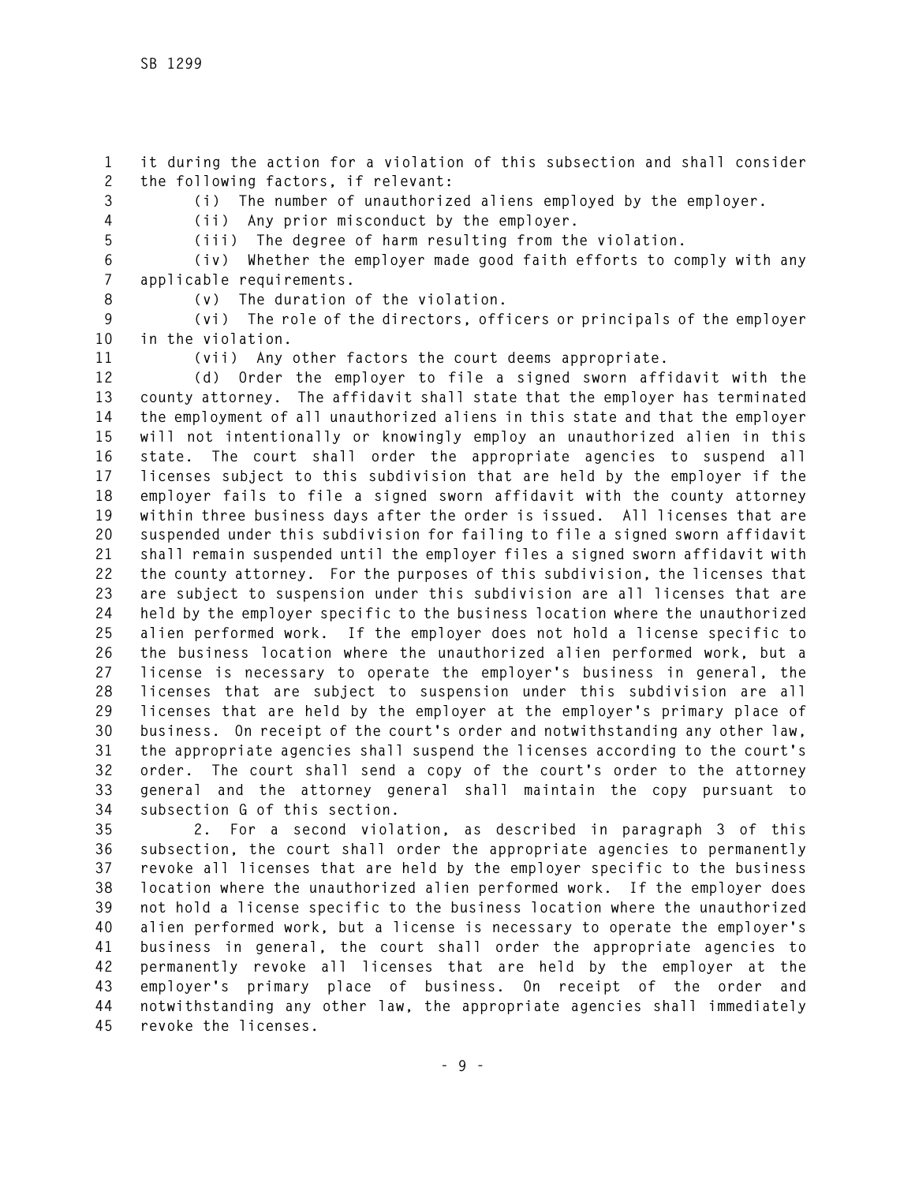it during the action for a violation of this subsection and shall consider the following factors, if relevant:

(i) The number of unauthorized aliens employed by the employer.

(ii) Any prior misconduct by the employer.

(iii) The degree of harm resulting from the violation.

(iv) Whether the employer made good faith efforts to comply with any applicable requirements.

(v) The duration of the violation.

(vi) The role of the directors, officers or principals of the employer in the violation.

(vii) Any other factors the court deems appropriate.

(d) Order the employer to file a signed sworn affidavit with the county attorney. The affidavit shall state that the employer has terminated the employment of all unauthorized aliens in this state and that the employer will not intentionally or knowingly employ an unauthorized alien in this state. The court shall order the appropriate agencies to suspend all licenses subject to this subdivision that are held by the employer if the employer fails to file a signed sworn affidavit with the county attorney within three business days after the order is issued. All licenses that are suspended under this subdivision for failing to file a signed sworn affidavit shall remain suspended until the employer files a signed sworn affidavit with the county attorney. For the purposes of this subdivision, the licenses that are subject to suspension under this subdivision are all licenses that are held by the employer specific to the business location where the unauthorized alien performed work. If the employer does not hold a license specific to the business location where the unauthorized alien performed work, but a license is necessary to operate the employer's business in general, the licenses that are subject to suspension under this subdivision are all licenses that are held by the employer at the employer's primary place of business. On receipt of the court's order and notwithstanding any other law, the appropriate agencies shall suspend the licenses according to the court's order. The court shall send a copy of the court's order to the attorney general and the attorney general shall maintain the copy pursuant to subsection G of this section.

2. For a second violation, as described in paragraph 3 of this subsection, the court shall order the appropriate agencies to permanently revoke all licenses that are held by the employer specific to the business location where the unauthorized alien performed work. If the employer does not hold a license specific to the business location where the unauthorized alien performed work, but a license is necessary to operate the employer's business in general, the court shall order the appropriate agencies to permanently revoke all licenses that are held by the employer at the employer's primary place of business. On receipt of the order and notwithstanding any other law, the appropriate agencies shall immediately revoke the licenses.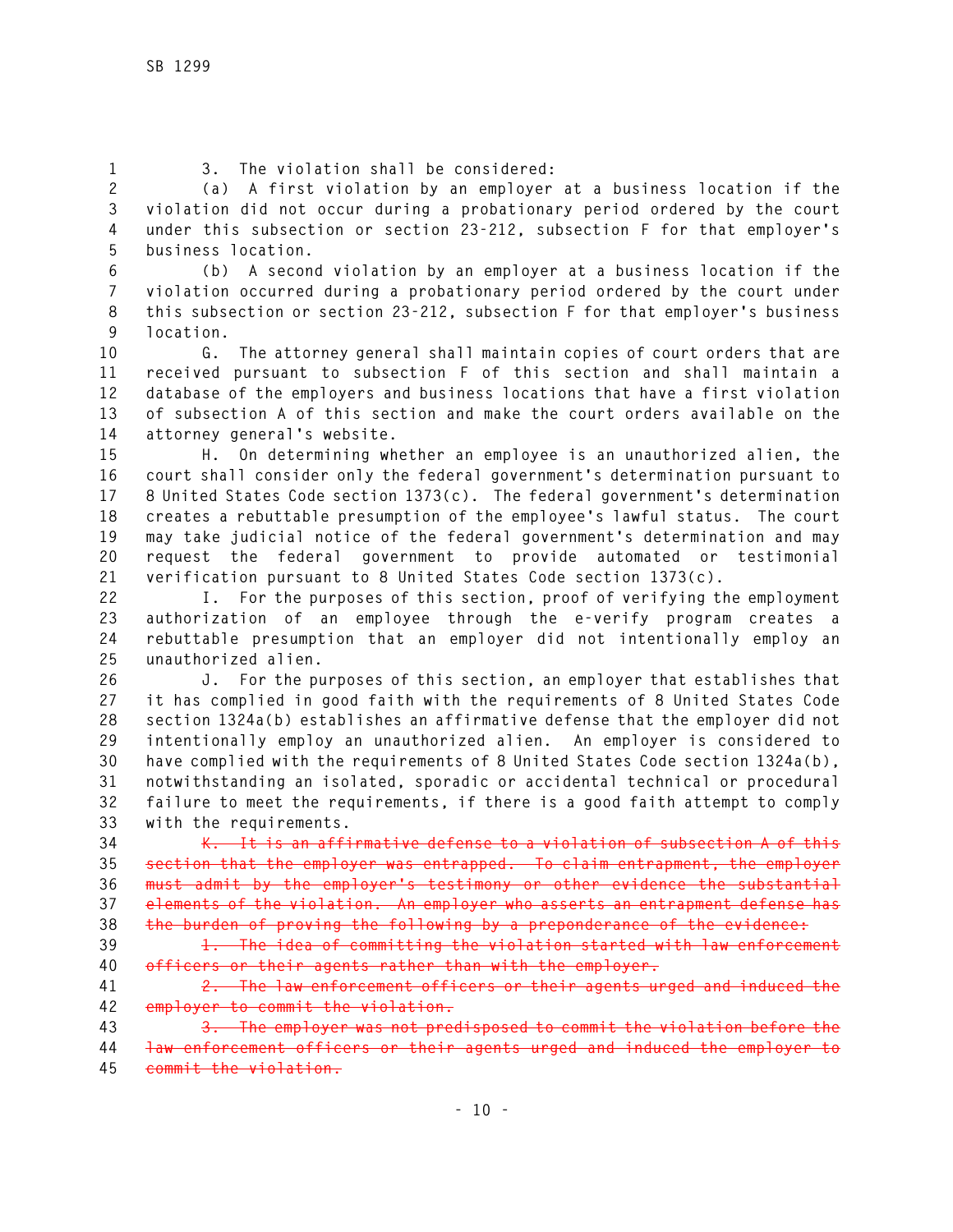3. The violation shall be considered:

(a) A first violation by an employer at a business location if the violation did not occur during a probationary period ordered by the court under this subsection or section 23-212, subsection F for that employer's business location.

(b) A second violation by an employer at a business location if the violation occurred during a probationary period ordered by the court under this subsection or section 23-212, subsection F for that employer's business location.

G. The attorney general shall maintain copies of court orders that are received pursuant to subsection F of this section and shall maintain a database of the employers and business locations that have a first violation of subsection A of this section and make the court orders available on the attorney general's website.

H. On determining whether an employee is an unauthorized alien, the court shall consider only the federal government's determination pursuant to 8 United States Code section 1373(c). The federal government's determination creates a rebuttable presumption of the employee's lawful status. The court may take judicial notice of the federal government's determination and may request the federal government to provide automated or testimonial verification pursuant to 8 United States Code section 1373(c).

I. For the purposes of this section, proof of verifying the employment authorization of an employee through the e-verify program creates a rebuttable presumption that an employer did not intentionally employ an unauthorized alien.

J. For the purposes of this section, an employer that establishes that it has complied in good faith with the requirements of 8 United States Code section 1324a(b) establishes an affirmative defense that the employer did not intentionally employ an unauthorized alien. An employer is considered to have complied with the requirements of 8 United States Code section 1324a(b), notwithstanding an isolated, sporadic or accidental technical or procedural failure to meet the requirements, if there is a good faith attempt to comply with the requirements.

~~K. It is an affirmative defense to a violation of subsection A of this section that the employer was entrapped. To claim entrapment, the employer must admit by the employer's testimony or other evidence the substantial elements of the violation. An employer who asserts an entrapment defense has the burden of proving the following by a preponderance of the evidence:~~

~~1. The idea of committing the violation started with law enforcement officers or their agents rather than with the employer.~~

~~2. The law enforcement officers or their agents urged and induced the employer to commit the violation.~~

~~3. The employer was not predisposed to commit the violation before the law enforcement officers or their agents urged and induced the employer to commit the violation.~~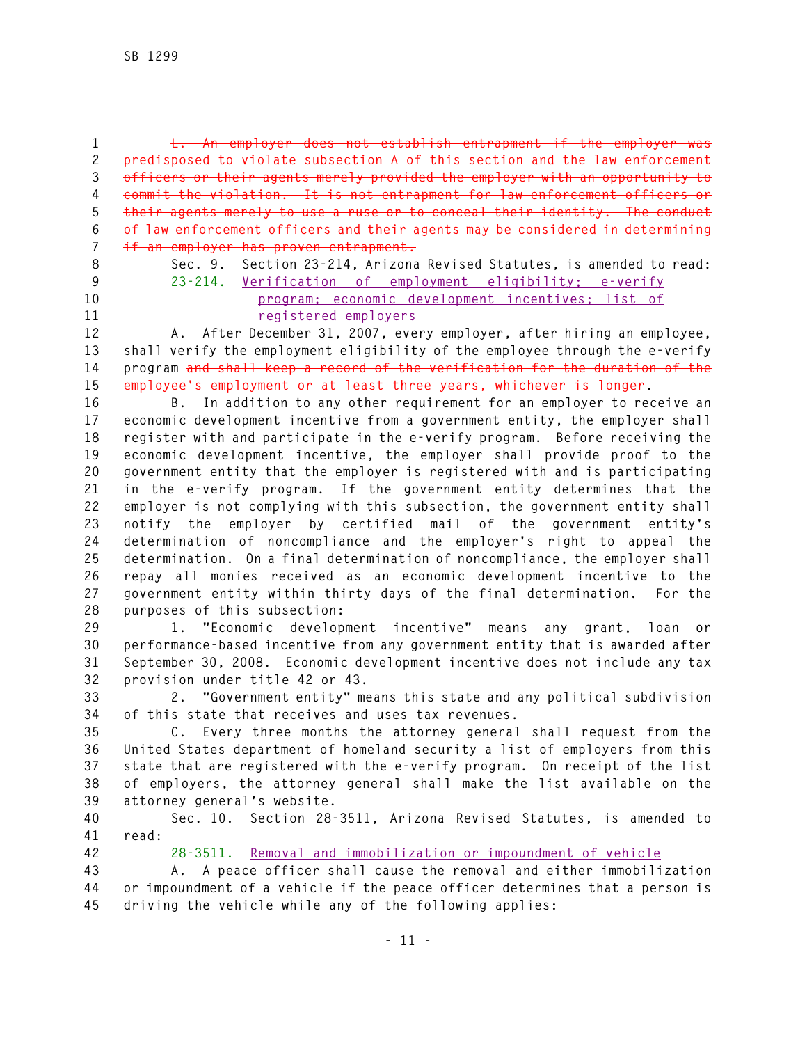~~L. An employer does not establish entrapment if the employer was predisposed to violate subsection A of this section and the law enforcement officers or their agents merely provided the employer with an opportunity to commit the violation. It is not entrapment for law enforcement officers or their agents merely to use a ruse or to conceal their identity. The conduct of law enforcement officers and their agents may be considered in determining if an employer has proven entrapment.~~

Sec. 9. Section 23-214, Arizona Revised Statutes, is amended to read:

23-214. Verification of employment eligibility; e-verify program; economic development incentives; list of registered employers

A. After December 31, 2007, every employer, after hiring an employee, shall verify the employment eligibility of the employee through the e-verify program ~~and shall keep a record of the verification for the duration of the employee's employment or at least three years, whichever is longer~~.

B. In addition to any other requirement for an employer to receive an economic development incentive from a government entity, the employer shall register with and participate in the e-verify program. Before receiving the economic development incentive, the employer shall provide proof to the government entity that the employer is registered with and is participating in the e-verify program. If the government entity determines that the employer is not complying with this subsection, the government entity shall notify the employer by certified mail of the government entity's determination of noncompliance and the employer's right to appeal the determination. On a final determination of noncompliance, the employer shall repay all monies received as an economic development incentive to the government entity within thirty days of the final determination. For the purposes of this subsection:

1. "Economic development incentive" means any grant, loan or performance-based incentive from any government entity that is awarded after September 30, 2008. Economic development incentive does not include any tax provision under title 42 or 43.

2. "Government entity" means this state and any political subdivision of this state that receives and uses tax revenues.

C. Every three months the attorney general shall request from the United States department of homeland security a list of employers from this state that are registered with the e-verify program. On receipt of the list of employers, the attorney general shall make the list available on the attorney general's website.

Sec. 10. Section 28-3511, Arizona Revised Statutes, is amended to read:

28-3511. Removal and immobilization or impoundment of vehicle

A. A peace officer shall cause the removal and either immobilization or impoundment of a vehicle if the peace officer determines that a person is driving the vehicle while any of the following applies: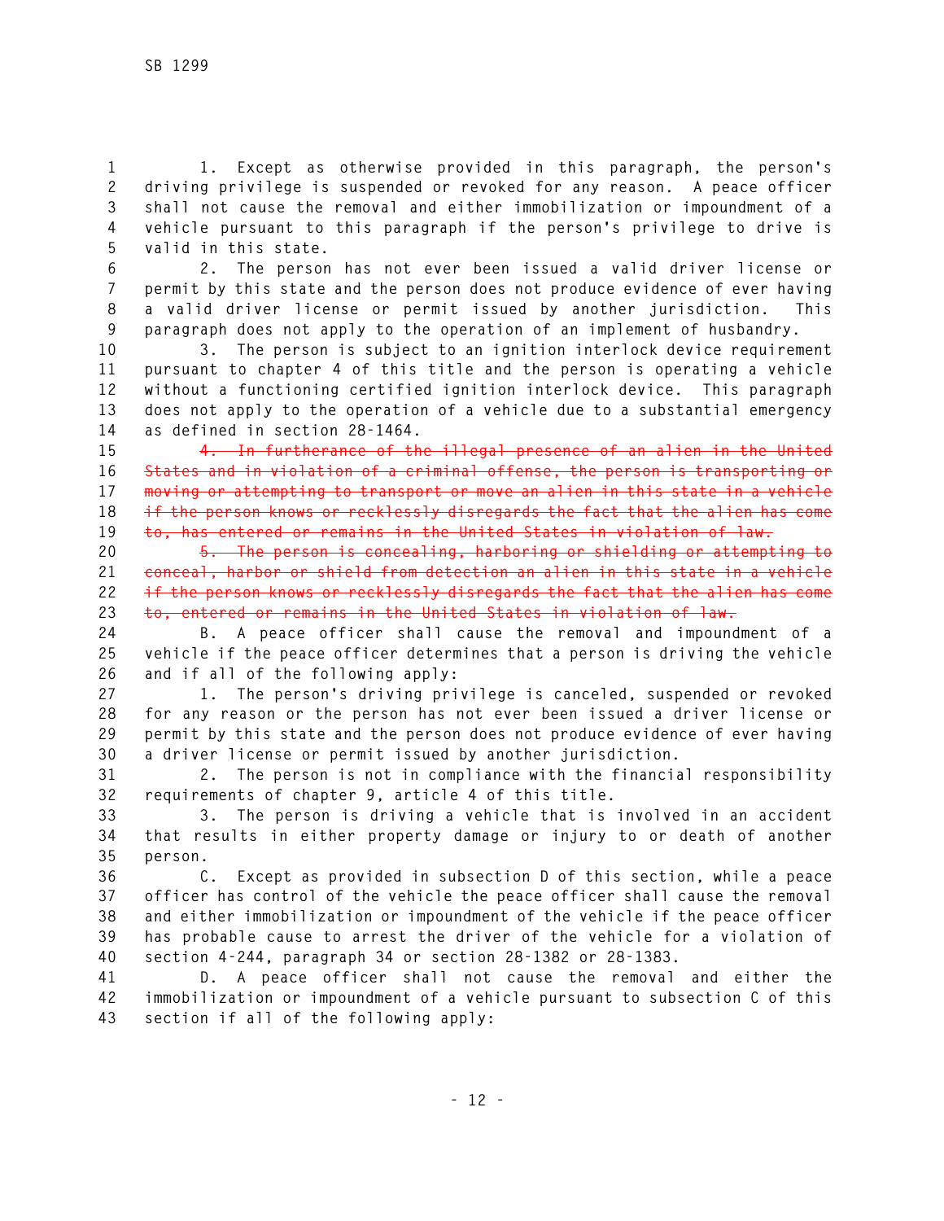1. Except as otherwise provided in this paragraph, the person's driving privilege is suspended or revoked for any reason. A peace officer shall not cause the removal and either immobilization or impoundment of a vehicle pursuant to this paragraph if the person's privilege to drive is valid in this state.

2. The person has not ever been issued a valid driver license or permit by this state and the person does not produce evidence of ever having a valid driver license or permit issued by another jurisdiction. This paragraph does not apply to the operation of an implement of husbandry.

3. The person is subject to an ignition interlock device requirement pursuant to chapter 4 of this title and the person is operating a vehicle without a functioning certified ignition interlock device. This paragraph does not apply to the operation of a vehicle due to a substantial emergency as defined in section 28-1464.

~~4. In furtherance of the illegal presence of an alien in the United States and in violation of a criminal offense, the person is transporting or moving or attempting to transport or move an alien in this state in a vehicle if the person knows or recklessly disregards the fact that the alien has come to, has entered or remains in the United States in violation of law.~~

~~5. The person is concealing, harboring or shielding or attempting to conceal, harbor or shield from detection an alien in this state in a vehicle if the person knows or recklessly disregards the fact that the alien has come to, entered or remains in the United States in violation of law.~~

B. A peace officer shall cause the removal and impoundment of a vehicle if the peace officer determines that a person is driving the vehicle and if all of the following apply:

1. The person's driving privilege is canceled, suspended or revoked for any reason or the person has not ever been issued a driver license or permit by this state and the person does not produce evidence of ever having a driver license or permit issued by another jurisdiction.

2. The person is not in compliance with the financial responsibility requirements of chapter 9, article 4 of this title.

3. The person is driving a vehicle that is involved in an accident that results in either property damage or injury to or death of another person.

C. Except as provided in subsection D of this section, while a peace officer has control of the vehicle the peace officer shall cause the removal and either immobilization or impoundment of the vehicle if the peace officer has probable cause to arrest the driver of the vehicle for a violation of section 4-244, paragraph 34 or section 28-1382 or 28-1383.

D. A peace officer shall not cause the removal and either the immobilization or impoundment of a vehicle pursuant to subsection C of this section if all of the following apply: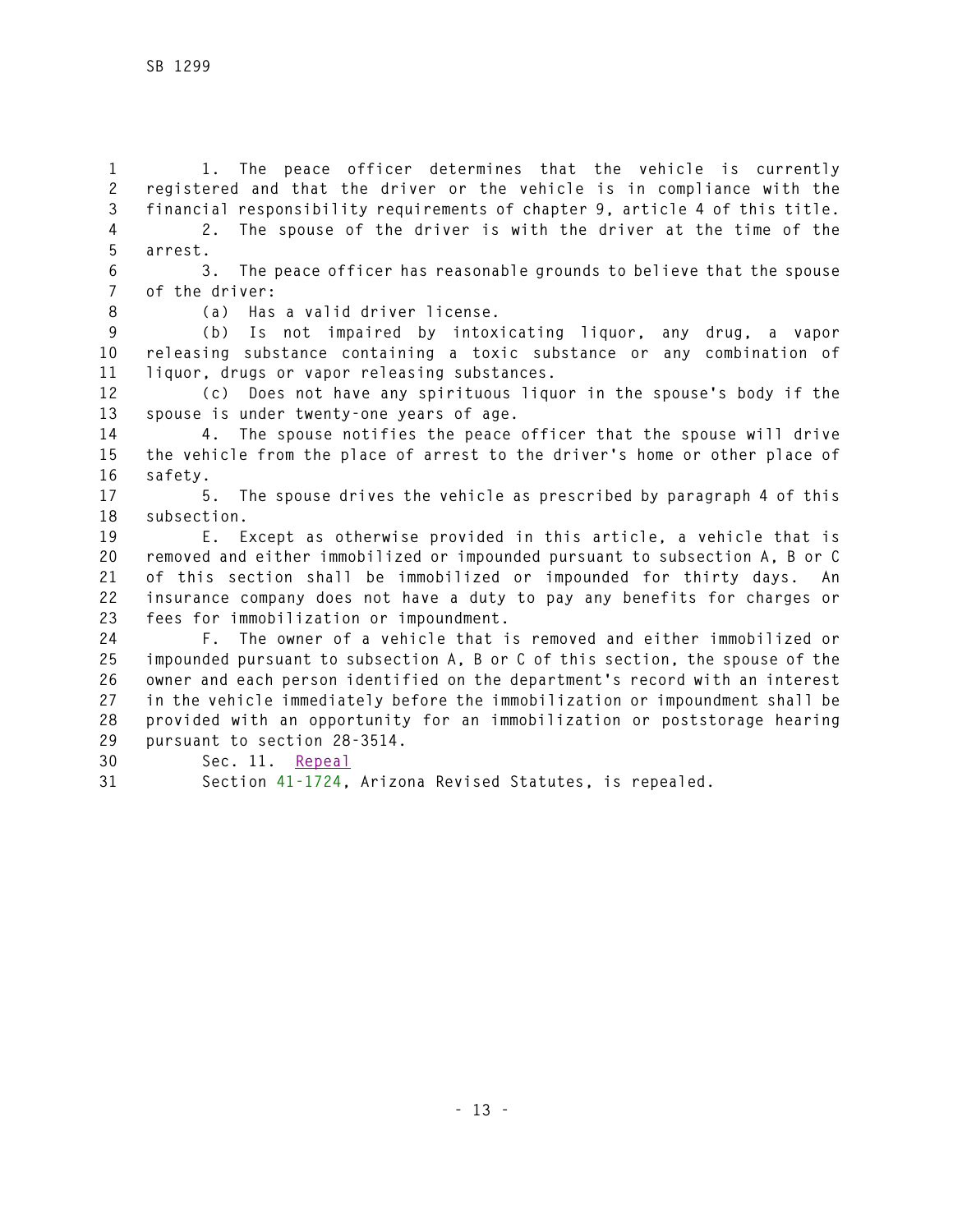1. The peace officer determines that the vehicle is currently registered and that the driver or the vehicle is in compliance with the financial responsibility requirements of chapter 9, article 4 of this title.

2. The spouse of the driver is with the driver at the time of the arrest.

3. The peace officer has reasonable grounds to believe that the spouse of the driver:

(a) Has a valid driver license.

(b) Is not impaired by intoxicating liquor, any drug, a vapor releasing substance containing a toxic substance or any combination of liquor, drugs or vapor releasing substances.

(c) Does not have any spirituous liquor in the spouse's body if the spouse is under twenty-one years of age.

4. The spouse notifies the peace officer that the spouse will drive the vehicle from the place of arrest to the driver's home or other place of safety.

5. The spouse drives the vehicle as prescribed by paragraph 4 of this subsection.

E. Except as otherwise provided in this article, a vehicle that is removed and either immobilized or impounded pursuant to subsection A, B or C of this section shall be immobilized or impounded for thirty days. An insurance company does not have a duty to pay any benefits for charges or fees for immobilization or impoundment.

F. The owner of a vehicle that is removed and either immobilized or impounded pursuant to subsection A, B or C of this section, the spouse of the owner and each person identified on the department's record with an interest in the vehicle immediately before the immobilization or impoundment shall be provided with an opportunity for an immobilization or poststorage hearing pursuant to section 28-3514.

Sec. 11. Repeal

Section 41-1724, Arizona Revised Statutes, is repealed.